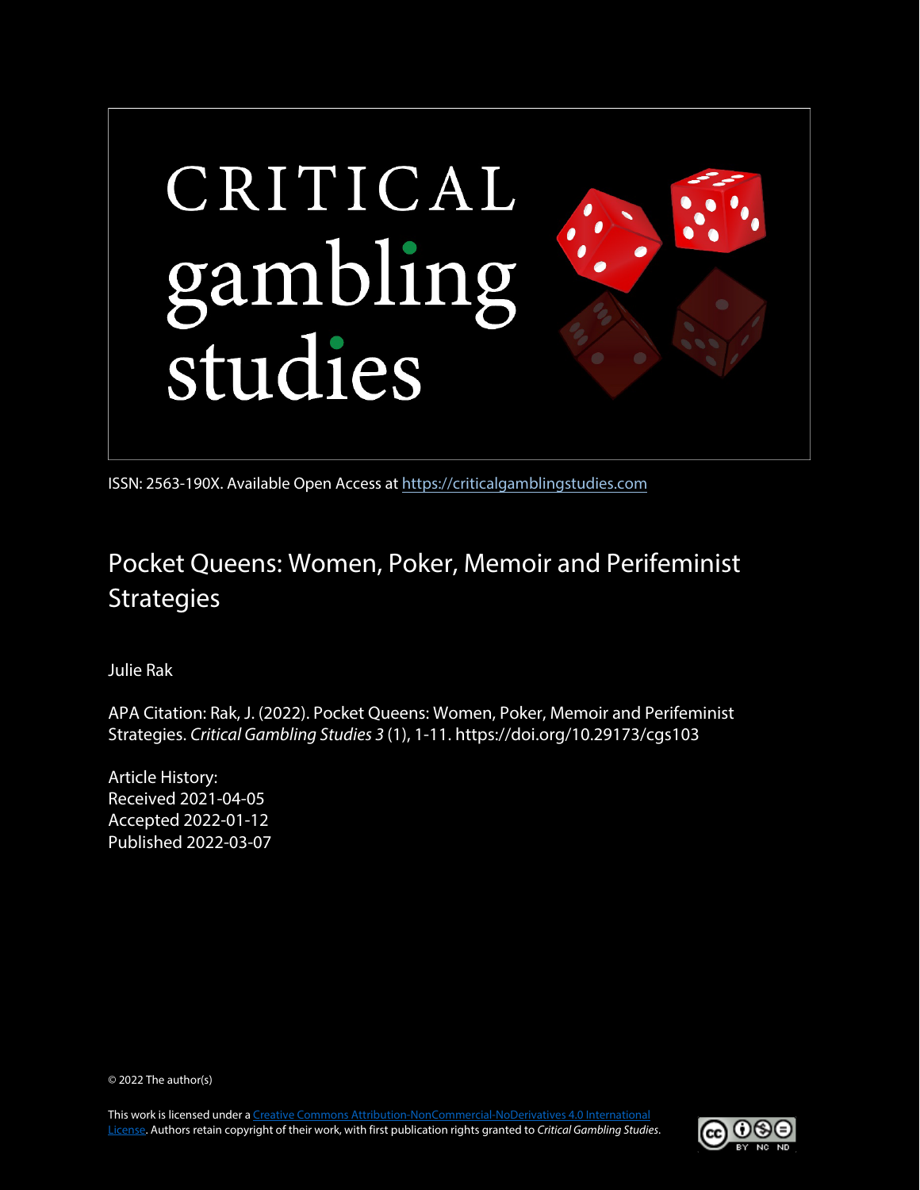# CRITICAL gambling studies

ISSN: 2563-190X. Available Open Access at https://criticalgamblingstudies.com

## Pocket Queens: Women, Poker, Memoir and Perifeminist Strategies

Julie Rak

APA Citation: Rak, J. (2022). Pocket Queens: Women, Poker, Memoir and Perifeminist Strategies. *Critical Gambling Studies 3* (1), 1-11. https://doi.org/10.29173/cgs103

Article History:
Received 2021-04-05
Accepted 2022-01-12
Published 2022-03-07

© 2022 The author(s)

This work is licensed under a Creative Commons Attribution-NonCommercial-NoDerivatives 4.0 International License. Authors retain copyright of their work, with first publication rights granted to *Critical Gambling Studies*.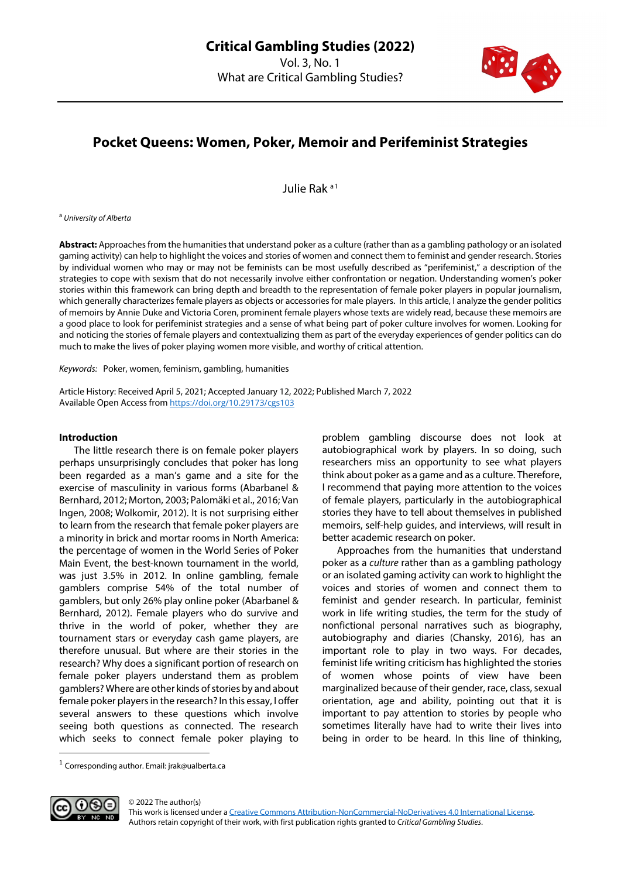# Pocket Queens: Women, Poker, Memoir and Perifeminist Strategies

Julie Rak [a 1]

[a] *University of Alberta*

**Abstract:** Approaches from the humanities that understand poker as a culture (rather than as a gambling pathology or an isolated gaming activity) can help to highlight the voices and stories of women and connect them to feminist and gender research. Stories by individual women who may or may not be feminists can be most usefully described as "perifeminist," a description of the strategies to cope with sexism that do not necessarily involve either confrontation or negation. Understanding women's poker stories within this framework can bring depth and breadth to the representation of female poker players in popular journalism, which generally characterizes female players as objects or accessories for male players. In this article, I analyze the gender politics of memoirs by Annie Duke and Victoria Coren, prominent female players whose texts are widely read, because these memoirs are a good place to look for perifeminist strategies and a sense of what being part of poker culture involves for women. Looking for and noticing the stories of female players and contextualizing them as part of the everyday experiences of gender politics can do much to make the lives of poker playing women more visible, and worthy of critical attention.

*Keywords:* Poker, women, feminism, gambling, humanities

Article History: Received April 5, 2021; Accepted January 12, 2022; Published March 7, 2022
Available Open Access from https://doi.org/10.29173/cgs103

## Introduction

The little research there is on female poker players perhaps unsurprisingly concludes that poker has long been regarded as a man's game and a site for the exercise of masculinity in various forms (Abarbanel & Bernhard, 2012; Morton, 2003; Palomäki et al., 2016; Van Ingen, 2008; Wolkomir, 2012). It is not surprising either to learn from the research that female poker players are a minority in brick and mortar rooms in North America: the percentage of women in the World Series of Poker Main Event, the best-known tournament in the world, was just 3.5% in 2012. In online gambling, female gamblers comprise 54% of the total number of gamblers, but only 26% play online poker (Abarbanel & Bernhard, 2012). Female players who do survive and thrive in the world of poker, whether they are tournament stars or everyday cash game players, are therefore unusual. But where are their stories in the research? Why does a significant portion of research on female poker players understand them as problem gamblers? Where are other kinds of stories by and about female poker players in the research? In this essay, I offer several answers to these questions which involve seeing both questions as connected. The research which seeks to connect female poker playing to problem gambling discourse does not look at autobiographical work by players. In so doing, such researchers miss an opportunity to see what players think about poker as a game and as a culture. Therefore, I recommend that paying more attention to the voices of female players, particularly in the autobiographical stories they have to tell about themselves in published memoirs, self-help guides, and interviews, will result in better academic research on poker.

Approaches from the humanities that understand poker as a *culture* rather than as a gambling pathology or an isolated gaming activity can work to highlight the voices and stories of women and connect them to feminist and gender research. In particular, feminist work in life writing studies, the term for the study of nonfictional personal narratives such as biography, autobiography and diaries (Chansky, 2016), has an important role to play in two ways. For decades, feminist life writing criticism has highlighted the stories of women whose points of view have been marginalized because of their gender, race, class, sexual orientation, age and ability, pointing out that it is important to pay attention to stories by people who sometimes literally have had to write their lives into being in order to be heard. In this line of thinking,

[1] Corresponding author. Email: jrak@ualberta.ca

© 2022 The author(s)
This work is licensed under a Creative Commons Attribution-NonCommercial-NoDerivatives 4.0 International License. Authors retain copyright of their work, with first publication rights granted to *Critical Gambling Studies*.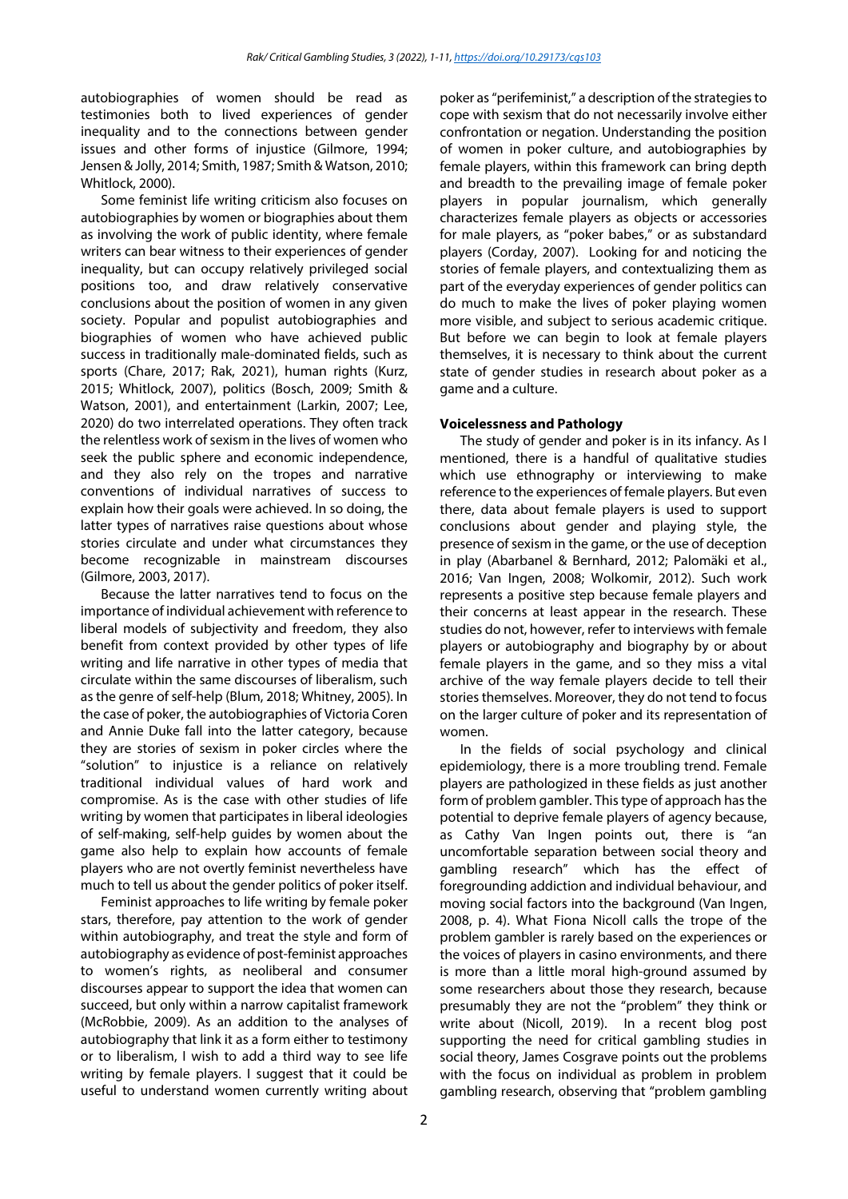autobiographies of women should be read as testimonies both to lived experiences of gender inequality and to the connections between gender issues and other forms of injustice (Gilmore, 1994; Jensen & Jolly, 2014; Smith, 1987; Smith & Watson, 2010; Whitlock, 2000).

Some feminist life writing criticism also focuses on autobiographies by women or biographies about them as involving the work of public identity, where female writers can bear witness to their experiences of gender inequality, but can occupy relatively privileged social positions too, and draw relatively conservative conclusions about the position of women in any given society. Popular and populist autobiographies and biographies of women who have achieved public success in traditionally male-dominated fields, such as sports (Chare, 2017; Rak, 2021), human rights (Kurz, 2015; Whitlock, 2007), politics (Bosch, 2009; Smith & Watson, 2001), and entertainment (Larkin, 2007; Lee, 2020) do two interrelated operations. They often track the relentless work of sexism in the lives of women who seek the public sphere and economic independence, and they also rely on the tropes and narrative conventions of individual narratives of success to explain how their goals were achieved. In so doing, the latter types of narratives raise questions about whose stories circulate and under what circumstances they become recognizable in mainstream discourses (Gilmore, 2003, 2017).

Because the latter narratives tend to focus on the importance of individual achievement with reference to liberal models of subjectivity and freedom, they also benefit from context provided by other types of life writing and life narrative in other types of media that circulate within the same discourses of liberalism, such as the genre of self-help (Blum, 2018; Whitney, 2005). In the case of poker, the autobiographies of Victoria Coren and Annie Duke fall into the latter category, because they are stories of sexism in poker circles where the "solution" to injustice is a reliance on relatively traditional individual values of hard work and compromise. As is the case with other studies of life writing by women that participates in liberal ideologies of self-making, self-help guides by women about the game also help to explain how accounts of female players who are not overtly feminist nevertheless have much to tell us about the gender politics of poker itself.

Feminist approaches to life writing by female poker stars, therefore, pay attention to the work of gender within autobiography, and treat the style and form of autobiography as evidence of post-feminist approaches to women's rights, as neoliberal and consumer discourses appear to support the idea that women can succeed, but only within a narrow capitalist framework (McRobbie, 2009). As an addition to the analyses of autobiography that link it as a form either to testimony or to liberalism, I wish to add a third way to see life writing by female players. I suggest that it could be useful to understand women currently writing about poker as "perifeminist," a description of the strategies to cope with sexism that do not necessarily involve either confrontation or negation. Understanding the position of women in poker culture, and autobiographies by female players, within this framework can bring depth and breadth to the prevailing image of female poker players in popular journalism, which generally characterizes female players as objects or accessories for male players, as "poker babes," or as substandard players (Corday, 2007). Looking for and noticing the stories of female players, and contextualizing them as part of the everyday experiences of gender politics can do much to make the lives of poker playing women more visible, and subject to serious academic critique. But before we can begin to look at female players themselves, it is necessary to think about the current state of gender studies in research about poker as a game and a culture.

## Voicelessness and Pathology

The study of gender and poker is in its infancy. As I mentioned, there is a handful of qualitative studies which use ethnography or interviewing to make reference to the experiences of female players. But even there, data about female players is used to support conclusions about gender and playing style, the presence of sexism in the game, or the use of deception in play (Abarbanel & Bernhard, 2012; Palomäki et al., 2016; Van Ingen, 2008; Wolkomir, 2012). Such work represents a positive step because female players and their concerns at least appear in the research. These studies do not, however, refer to interviews with female players or autobiography and biography by or about female players in the game, and so they miss a vital archive of the way female players decide to tell their stories themselves. Moreover, they do not tend to focus on the larger culture of poker and its representation of women.

In the fields of social psychology and clinical epidemiology, there is a more troubling trend. Female players are pathologized in these fields as just another form of problem gambler. This type of approach has the potential to deprive female players of agency because, as Cathy Van Ingen points out, there is "an uncomfortable separation between social theory and gambling research" which has the effect of foregrounding addiction and individual behaviour, and moving social factors into the background (Van Ingen, 2008, p. 4). What Fiona Nicoll calls the trope of the problem gambler is rarely based on the experiences or the voices of players in casino environments, and there is more than a little moral high-ground assumed by some researchers about those they research, because presumably they are not the "problem" they think or write about (Nicoll, 2019). In a recent blog post supporting the need for critical gambling studies in social theory, James Cosgrave points out the problems with the focus on individual as problem in problem gambling research, observing that "problem gambling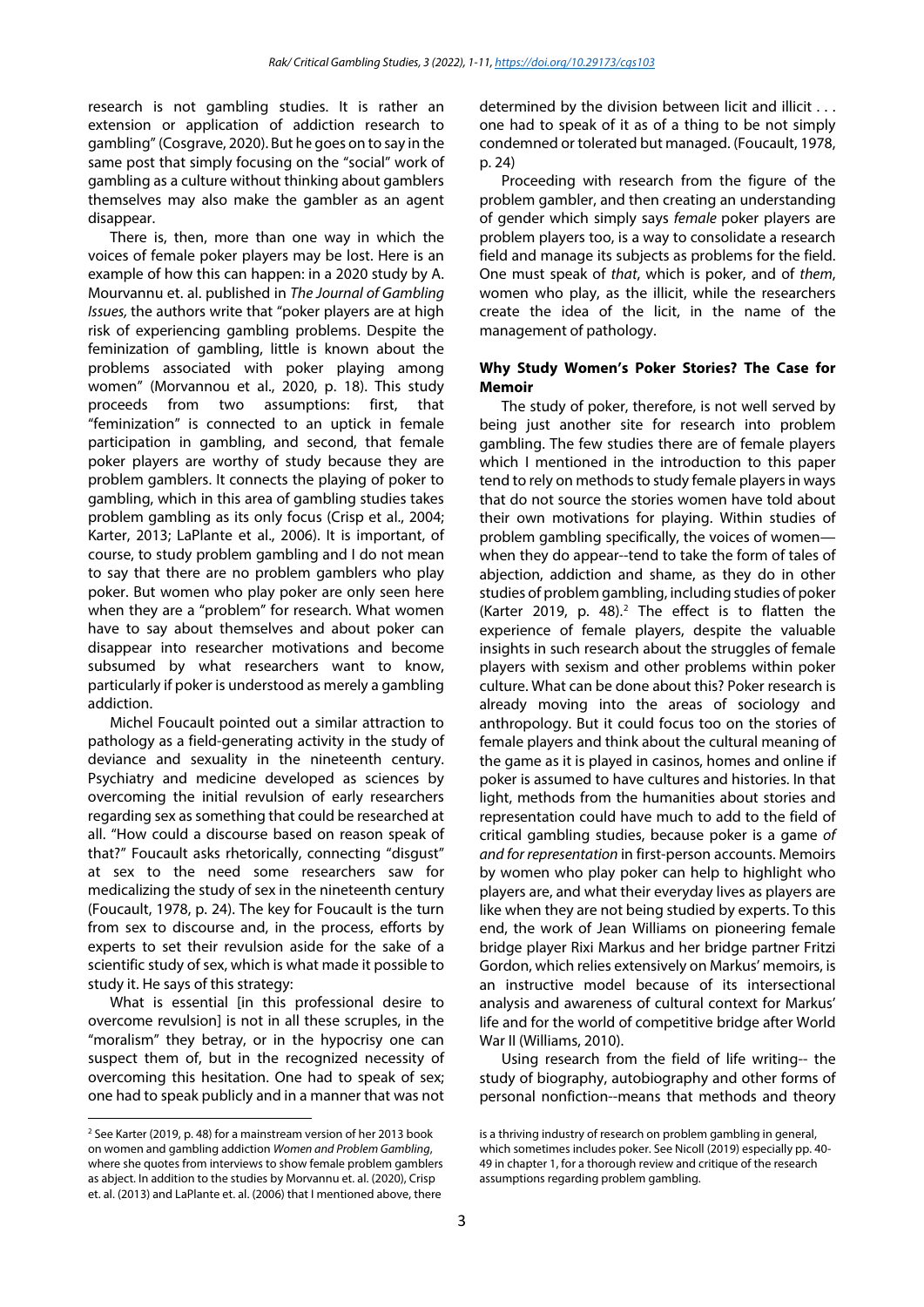research is not gambling studies. It is rather an extension or application of addiction research to gambling" (Cosgrave, 2020). But he goes on to say in the same post that simply focusing on the "social" work of gambling as a culture without thinking about gamblers themselves may also make the gambler as an agent disappear.

There is, then, more than one way in which the voices of female poker players may be lost. Here is an example of how this can happen: in a 2020 study by A. Mourvannu et. al. published in *The Journal of Gambling Issues,* the authors write that "poker players are at high risk of experiencing gambling problems. Despite the feminization of gambling, little is known about the problems associated with poker playing among women" (Morvannou et al., 2020, p. 18). This study proceeds from two assumptions: first, that "feminization" is connected to an uptick in female participation in gambling, and second, that female poker players are worthy of study because they are problem gamblers. It connects the playing of poker to gambling, which in this area of gambling studies takes problem gambling as its only focus (Crisp et al., 2004; Karter, 2013; LaPlante et al., 2006). It is important, of course, to study problem gambling and I do not mean to say that there are no problem gamblers who play poker. But women who play poker are only seen here when they are a "problem" for research. What women have to say about themselves and about poker can disappear into researcher motivations and become subsumed by what researchers want to know, particularly if poker is understood as merely a gambling addiction.

Michel Foucault pointed out a similar attraction to pathology as a field-generating activity in the study of deviance and sexuality in the nineteenth century. Psychiatry and medicine developed as sciences by overcoming the initial revulsion of early researchers regarding sex as something that could be researched at all. "How could a discourse based on reason speak of that?" Foucault asks rhetorically, connecting "disgust" at sex to the need some researchers saw for medicalizing the study of sex in the nineteenth century (Foucault, 1978, p. 24). The key for Foucault is the turn from sex to discourse and, in the process, efforts by experts to set their revulsion aside for the sake of a scientific study of sex, which is what made it possible to study it. He says of this strategy:

> What is essential [in this professional desire to overcome revulsion] is not in all these scruples, in the "moralism" they betray, or in the hypocrisy one can suspect them of, but in the recognized necessity of overcoming this hesitation. One had to speak of sex; one had to speak publicly and in a manner that was not determined by the division between licit and illicit . . . one had to speak of it as of a thing to be not simply condemned or tolerated but managed. (Foucault, 1978, p. 24)

Proceeding with research from the figure of the problem gambler, and then creating an understanding of gender which simply says *female* poker players are problem players too, is a way to consolidate a research field and manage its subjects as problems for the field. One must speak of *that*, which is poker, and of *them*, women who play, as the illicit, while the researchers create the idea of the licit, in the name of the management of pathology.

## Why Study Women's Poker Stories? The Case for Memoir

The study of poker, therefore, is not well served by being just another site for research into problem gambling. The few studies there are of female players which I mentioned in the introduction to this paper tend to rely on methods to study female players in ways that do not source the stories women have told about their own motivations for playing. Within studies of problem gambling specifically, the voices of women—when they do appear--tend to take the form of tales of abjection, addiction and shame, as they do in other studies of problem gambling, including studies of poker (Karter 2019, p. 48).[2] The effect is to flatten the experience of female players, despite the valuable insights in such research about the struggles of female players with sexism and other problems within poker culture. What can be done about this? Poker research is already moving into the areas of sociology and anthropology. But it could focus too on the stories of female players and think about the cultural meaning of the game as it is played in casinos, homes and online if poker is assumed to have cultures and histories. In that light, methods from the humanities about stories and representation could have much to add to the field of critical gambling studies, because poker is a game *of and for representation* in first-person accounts. Memoirs by women who play poker can help to highlight who players are, and what their everyday lives as players are like when they are not being studied by experts. To this end, the work of Jean Williams on pioneering female bridge player Rixi Markus and her bridge partner Fritzi Gordon, which relies extensively on Markus' memoirs, is an instructive model because of its intersectional analysis and awareness of cultural context for Markus' life and for the world of competitive bridge after World War II (Williams, 2010).

Using research from the field of life writing-- the study of biography, autobiography and other forms of personal nonfiction--means that methods and theory

---

[2] See Karter (2019, p. 48) for a mainstream version of her 2013 book on women and gambling addiction *Women and Problem Gambling*, where she quotes from interviews to show female problem gamblers as abject. In addition to the studies by Morvannu et. al. (2020), Crisp et. al. (2013) and LaPlante et. al. (2006) that I mentioned above, there is a thriving industry of research on problem gambling in general, which sometimes includes poker. See Nicoll (2019) especially pp. 40-49 in chapter 1, for a thorough review and critique of the research assumptions regarding problem gambling.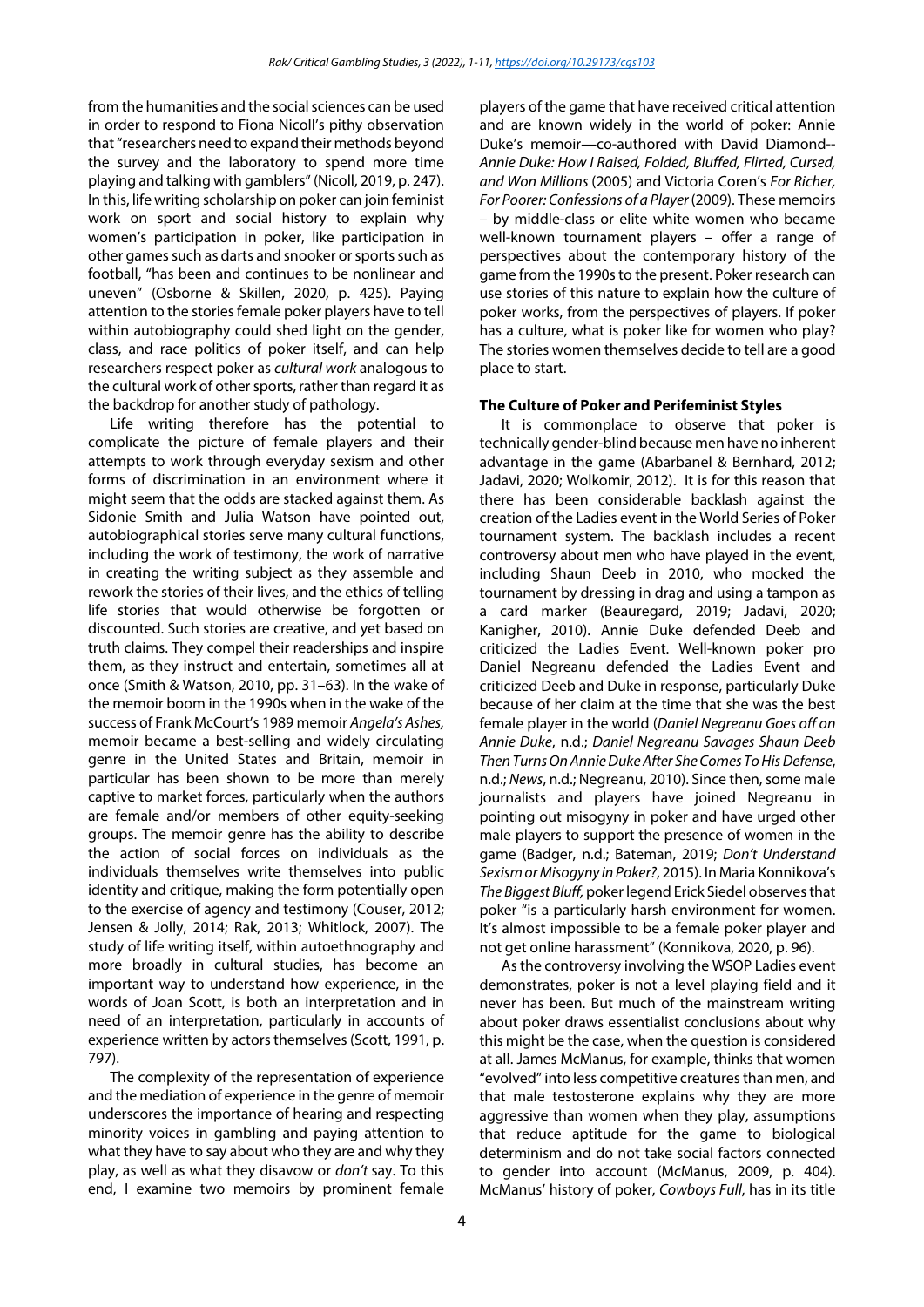from the humanities and the social sciences can be used in order to respond to Fiona Nicoll's pithy observation that "researchers need to expand their methods beyond the survey and the laboratory to spend more time playing and talking with gamblers" (Nicoll, 2019, p. 247). In this, life writing scholarship on poker can join feminist work on sport and social history to explain why women's participation in poker, like participation in other games such as darts and snooker or sports such as football, "has been and continues to be nonlinear and uneven" (Osborne & Skillen, 2020, p. 425). Paying attention to the stories female poker players have to tell within autobiography could shed light on the gender, class, and race politics of poker itself, and can help researchers respect poker as *cultural work* analogous to the cultural work of other sports, rather than regard it as the backdrop for another study of pathology.

Life writing therefore has the potential to complicate the picture of female players and their attempts to work through everyday sexism and other forms of discrimination in an environment where it might seem that the odds are stacked against them. As Sidonie Smith and Julia Watson have pointed out, autobiographical stories serve many cultural functions, including the work of testimony, the work of narrative in creating the writing subject as they assemble and rework the stories of their lives, and the ethics of telling life stories that would otherwise be forgotten or discounted. Such stories are creative, and yet based on truth claims. They compel their readerships and inspire them, as they instruct and entertain, sometimes all at once (Smith & Watson, 2010, pp. 31–63). In the wake of the memoir boom in the 1990s when in the wake of the success of Frank McCourt's 1989 memoir *Angela's Ashes,* memoir became a best-selling and widely circulating genre in the United States and Britain, memoir in particular has been shown to be more than merely captive to market forces, particularly when the authors are female and/or members of other equity-seeking groups. The memoir genre has the ability to describe the action of social forces on individuals as the individuals themselves write themselves into public identity and critique, making the form potentially open to the exercise of agency and testimony (Couser, 2012; Jensen & Jolly, 2014; Rak, 2013; Whitlock, 2007). The study of life writing itself, within autoethnography and more broadly in cultural studies, has become an important way to understand how experience, in the words of Joan Scott, is both an interpretation and in need of an interpretation, particularly in accounts of experience written by actors themselves (Scott, 1991, p. 797).

The complexity of the representation of experience and the mediation of experience in the genre of memoir underscores the importance of hearing and respecting minority voices in gambling and paying attention to what they have to say about who they are and why they play, as well as what they disavow or *don't* say. To this end, I examine two memoirs by prominent female players of the game that have received critical attention and are known widely in the world of poker: Annie Duke's memoir—co-authored with David Diamond-- *Annie Duke: How I Raised, Folded, Bluffed, Flirted, Cursed, and Won Millions* (2005) and Victoria Coren's *For Richer, For Poorer: Confessions of a Player* (2009). These memoirs – by middle-class or elite white women who became well-known tournament players – offer a range of perspectives about the contemporary history of the game from the 1990s to the present. Poker research can use stories of this nature to explain how the culture of poker works, from the perspectives of players. If poker has a culture, what is poker like for women who play? The stories women themselves decide to tell are a good place to start.

### The Culture of Poker and Perifeminist Styles

It is commonplace to observe that poker is technically gender-blind because men have no inherent advantage in the game (Abarbanel & Bernhard, 2012; Jadavi, 2020; Wolkomir, 2012). It is for this reason that there has been considerable backlash against the creation of the Ladies event in the World Series of Poker tournament system. The backlash includes a recent controversy about men who have played in the event, including Shaun Deeb in 2010, who mocked the tournament by dressing in drag and using a tampon as a card marker (Beauregard, 2019; Jadavi, 2020; Kanigher, 2010). Annie Duke defended Deeb and criticized the Ladies Event. Well-known poker pro Daniel Negreanu defended the Ladies Event and criticized Deeb and Duke in response, particularly Duke because of her claim at the time that she was the best female player in the world (*Daniel Negreanu Goes off on Annie Duke*, n.d.; *Daniel Negreanu Savages Shaun Deeb Then Turns On Annie Duke After She Comes To His Defense*, n.d.; *News*, n.d.; Negreanu, 2010). Since then, some male journalists and players have joined Negreanu in pointing out misogyny in poker and have urged other male players to support the presence of women in the game (Badger, n.d.; Bateman, 2019; *Don't Understand Sexism or Misogyny in Poker?*, 2015). In Maria Konnikova's *The Biggest Bluff,* poker legend Erick Siedel observes that poker "is a particularly harsh environment for women. It's almost impossible to be a female poker player and not get online harassment" (Konnikova, 2020, p. 96).

As the controversy involving the WSOP Ladies event demonstrates, poker is not a level playing field and it never has been. But much of the mainstream writing about poker draws essentialist conclusions about why this might be the case, when the question is considered at all. James McManus, for example, thinks that women "evolved" into less competitive creatures than men, and that male testosterone explains why they are more aggressive than women when they play, assumptions that reduce aptitude for the game to biological determinism and do not take social factors connected to gender into account (McManus, 2009, p. 404). McManus' history of poker, *Cowboys Full*, has in its title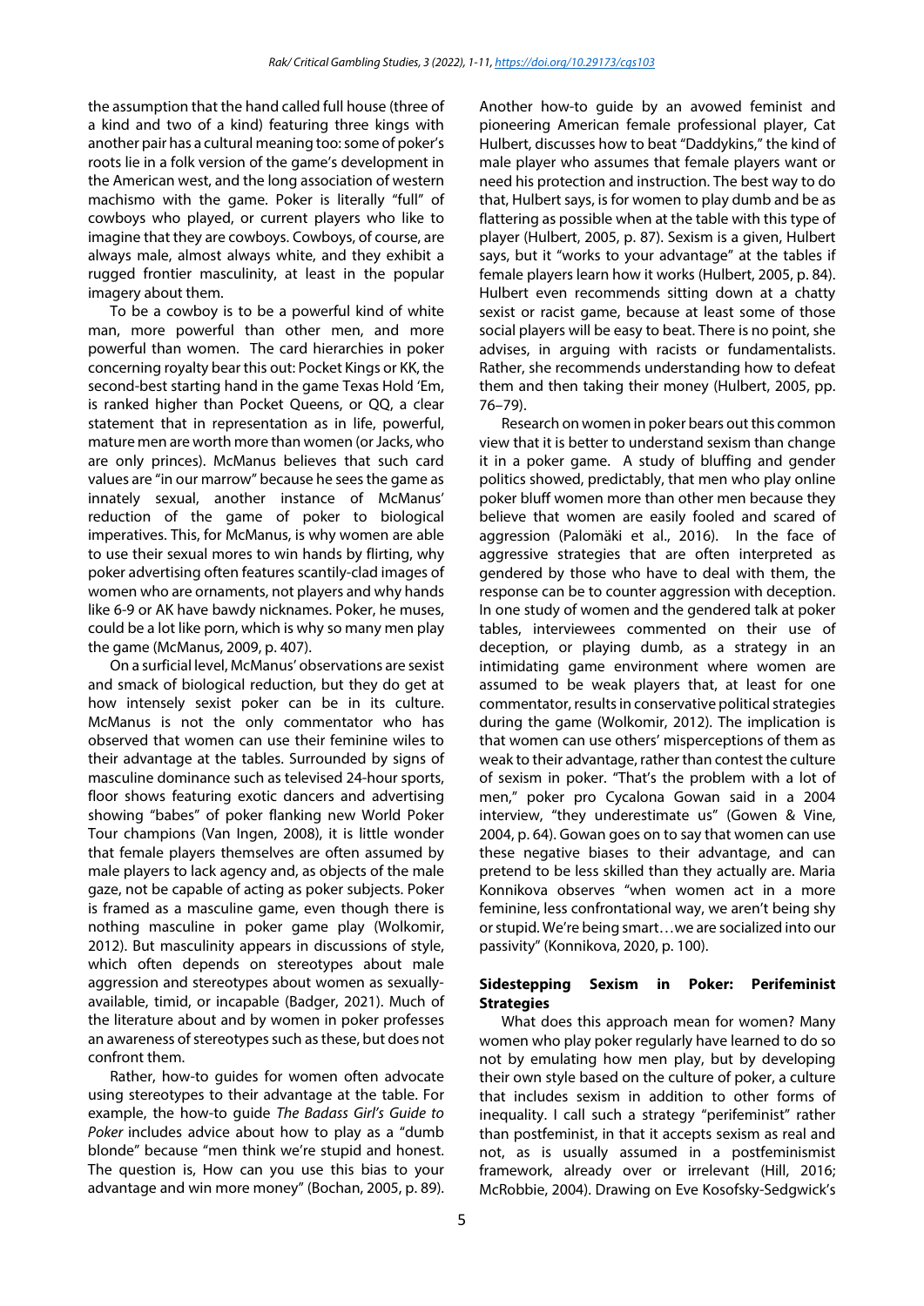the assumption that the hand called full house (three of a kind and two of a kind) featuring three kings with another pair has a cultural meaning too: some of poker's roots lie in a folk version of the game's development in the American west, and the long association of western machismo with the game. Poker is literally "full" of cowboys who played, or current players who like to imagine that they are cowboys. Cowboys, of course, are always male, almost always white, and they exhibit a rugged frontier masculinity, at least in the popular imagery about them.

To be a cowboy is to be a powerful kind of white man, more powerful than other men, and more powerful than women. The card hierarchies in poker concerning royalty bear this out: Pocket Kings or KK, the second-best starting hand in the game Texas Hold 'Em, is ranked higher than Pocket Queens, or QQ, a clear statement that in representation as in life, powerful, mature men are worth more than women (or Jacks, who are only princes). McManus believes that such card values are "in our marrow" because he sees the game as innately sexual, another instance of McManus' reduction of the game of poker to biological imperatives. This, for McManus, is why women are able to use their sexual mores to win hands by flirting, why poker advertising often features scantily-clad images of women who are ornaments, not players and why hands like 6-9 or AK have bawdy nicknames. Poker, he muses, could be a lot like porn, which is why so many men play the game (McManus, 2009, p. 407).

On a surficial level, McManus' observations are sexist and smack of biological reduction, but they do get at how intensely sexist poker can be in its culture. McManus is not the only commentator who has observed that women can use their feminine wiles to their advantage at the tables. Surrounded by signs of masculine dominance such as televised 24-hour sports, floor shows featuring exotic dancers and advertising showing "babes" of poker flanking new World Poker Tour champions (Van Ingen, 2008), it is little wonder that female players themselves are often assumed by male players to lack agency and, as objects of the male gaze, not be capable of acting as poker subjects. Poker is framed as a masculine game, even though there is nothing masculine in poker game play (Wolkomir, 2012). But masculinity appears in discussions of style, which often depends on stereotypes about male aggression and stereotypes about women as sexually-available, timid, or incapable (Badger, 2021). Much of the literature about and by women in poker professes an awareness of stereotypes such as these, but does not confront them.

Rather, how-to guides for women often advocate using stereotypes to their advantage at the table. For example, the how-to guide *The Badass Girl's Guide to Poker* includes advice about how to play as a "dumb blonde" because "men think we're stupid and honest. The question is, How can you use this bias to your advantage and win more money" (Bochan, 2005, p. 89). Another how-to guide by an avowed feminist and pioneering American female professional player, Cat Hulbert, discusses how to beat "Daddykins," the kind of male player who assumes that female players want or need his protection and instruction. The best way to do that, Hulbert says, is for women to play dumb and be as flattering as possible when at the table with this type of player (Hulbert, 2005, p. 87). Sexism is a given, Hulbert says, but it "works to your advantage" at the tables if female players learn how it works (Hulbert, 2005, p. 84). Hulbert even recommends sitting down at a chatty sexist or racist game, because at least some of those social players will be easy to beat. There is no point, she advises, in arguing with racists or fundamentalists. Rather, she recommends understanding how to defeat them and then taking their money (Hulbert, 2005, pp. 76–79).

Research on women in poker bears out this common view that it is better to understand sexism than change it in a poker game. A study of bluffing and gender politics showed, predictably, that men who play online poker bluff women more than other men because they believe that women are easily fooled and scared of aggression (Palomäki et al., 2016). In the face of aggressive strategies that are often interpreted as gendered by those who have to deal with them, the response can be to counter aggression with deception. In one study of women and the gendered talk at poker tables, interviewees commented on their use of deception, or playing dumb, as a strategy in an intimidating game environment where women are assumed to be weak players that, at least for one commentator, results in conservative political strategies during the game (Wolkomir, 2012). The implication is that women can use others' misperceptions of them as weak to their advantage, rather than contest the culture of sexism in poker. "That's the problem with a lot of men," poker pro Cycalona Gowan said in a 2004 interview, "they underestimate us" (Gowen & Vine, 2004, p. 64). Gowan goes on to say that women can use these negative biases to their advantage, and can pretend to be less skilled than they actually are. Maria Konnikova observes "when women act in a more feminine, less confrontational way, we aren't being shy or stupid. We're being smart…we are socialized into our passivity" (Konnikova, 2020, p. 100).

## Sidestepping Sexism in Poker: Perifeminist Strategies

What does this approach mean for women? Many women who play poker regularly have learned to do so not by emulating how men play, but by developing their own style based on the culture of poker, a culture that includes sexism in addition to other forms of inequality. I call such a strategy "perifeminist" rather than postfeminist, in that it accepts sexism as real and not, as is usually assumed in a postfeminist framework, already over or irrelevant (Hill, 2016; McRobbie, 2004). Drawing on Eve Kosofsky-Sedgwick's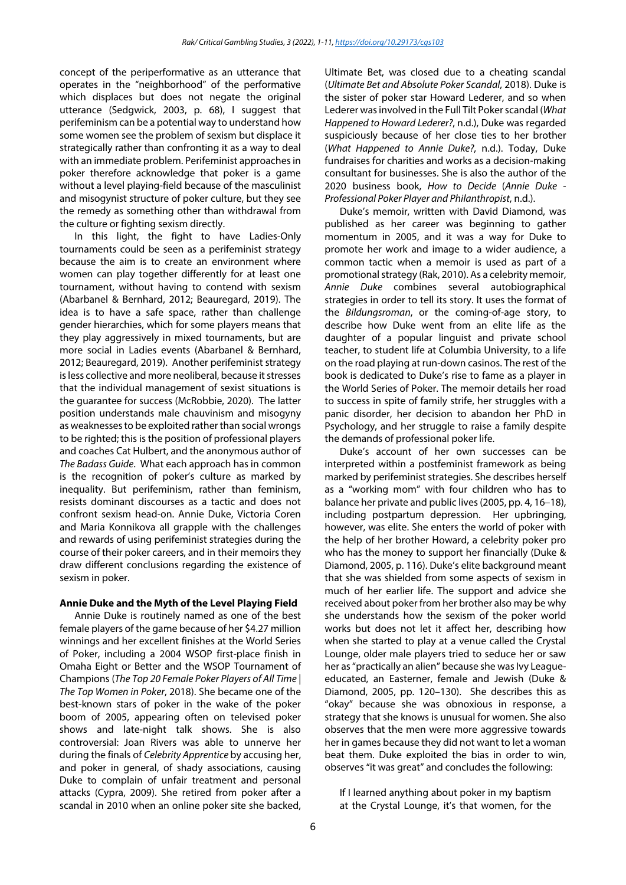concept of the periperformative as an utterance that operates in the "neighborhood" of the performative which displaces but does not negate the original utterance (Sedgwick, 2003, p. 68), I suggest that perifeminism can be a potential way to understand how some women see the problem of sexism but displace it strategically rather than confronting it as a way to deal with an immediate problem. Perifeminist approaches in poker therefore acknowledge that poker is a game without a level playing-field because of the masculinist and misogynist structure of poker culture, but they see the remedy as something other than withdrawal from the culture or fighting sexism directly.

In this light, the fight to have Ladies-Only tournaments could be seen as a perifeminist strategy because the aim is to create an environment where women can play together differently for at least one tournament, without having to contend with sexism (Abarbanel & Bernhard, 2012; Beauregard, 2019). The idea is to have a safe space, rather than challenge gender hierarchies, which for some players means that they play aggressively in mixed tournaments, but are more social in Ladies events (Abarbanel & Bernhard, 2012; Beauregard, 2019). Another perifeminist strategy is less collective and more neoliberal, because it stresses that the individual management of sexist situations is the guarantee for success (McRobbie, 2020). The latter position understands male chauvinism and misogyny as weaknesses to be exploited rather than social wrongs to be righted; this is the position of professional players and coaches Cat Hulbert, and the anonymous author of *The Badass Guide*. What each approach has in common is the recognition of poker's culture as marked by inequality. But perifeminism, rather than feminism, resists dominant discourses as a tactic and does not confront sexism head-on. Annie Duke, Victoria Coren and Maria Konnikova all grapple with the challenges and rewards of using perifeminist strategies during the course of their poker careers, and in their memoirs they draw different conclusions regarding the existence of sexism in poker.

**Annie Duke and the Myth of the Level Playing Field**

Annie Duke is routinely named as one of the best female players of the game because of her $4.27 million winnings and her excellent finishes at the World Series of Poker, including a 2004 WSOP first-place finish in Omaha Eight or Better and the WSOP Tournament of Champions (*The Top 20 Female Poker Players of All Time | The Top Women in Poker*, 2018). She became one of the best-known stars of poker in the wake of the poker boom of 2005, appearing often on televised poker shows and late-night talk shows. She is also controversial: Joan Rivers was able to unnerve her during the finals of *Celebrity Apprentice* by accusing her, and poker in general, of shady associations, causing Duke to complain of unfair treatment and personal attacks (Cypra, 2009). She retired from poker after a scandal in 2010 when an online poker site she backed, Ultimate Bet, was closed due to a cheating scandal (*Ultimate Bet and Absolute Poker Scandal*, 2018). Duke is the sister of poker star Howard Lederer, and so when Lederer was involved in the Full Tilt Poker scandal (*What Happened to Howard Lederer?*, n.d.), Duke was regarded suspiciously because of her close ties to her brother (*What Happened to Annie Duke?*, n.d.). Today, Duke fundraises for charities and works as a decision-making consultant for businesses. She is also the author of the 2020 business book, *How to Decide* (*Annie Duke - Professional Poker Player and Philanthropist*, n.d.).

Duke's memoir, written with David Diamond, was published as her career was beginning to gather momentum in 2005, and it was a way for Duke to promote her work and image to a wider audience, a common tactic when a memoir is used as part of a promotional strategy (Rak, 2010). As a celebrity memoir, *Annie Duke* combines several autobiographical strategies in order to tell its story. It uses the format of the *Bildungsroman*, or the coming-of-age story, to describe how Duke went from an elite life as the daughter of a popular linguist and private school teacher, to student life at Columbia University, to a life on the road playing at run-down casinos. The rest of the book is dedicated to Duke's rise to fame as a player in the World Series of Poker. The memoir details her road to success in spite of family strife, her struggles with a panic disorder, her decision to abandon her PhD in Psychology, and her struggle to raise a family despite the demands of professional poker life.

Duke's account of her own successes can be interpreted within a postfeminist framework as being marked by perifeminist strategies. She describes herself as a "working mom" with four children who has to balance her private and public lives (2005, pp. 4, 16–18), including postpartum depression. Her upbringing, however, was elite. She enters the world of poker with the help of her brother Howard, a celebrity poker pro who has the money to support her financially (Duke & Diamond, 2005, p. 116). Duke's elite background meant that she was shielded from some aspects of sexism in much of her earlier life. The support and advice she received about poker from her brother also may be why she understands how the sexism of the poker world works but does not let it affect her, describing how when she started to play at a venue called the Crystal Lounge, older male players tried to seduce her or saw her as "practically an alien" because she was Ivy League-educated, an Easterner, female and Jewish (Duke & Diamond, 2005, pp. 120–130). She describes this as "okay" because she was obnoxious in response, a strategy that she knows is unusual for women. She also observes that the men were more aggressive towards her in games because they did not want to let a woman beat them. Duke exploited the bias in order to win, observes "it was great" and concludes the following:

> If I learned anything about poker in my baptism at the Crystal Lounge, it's that women, for the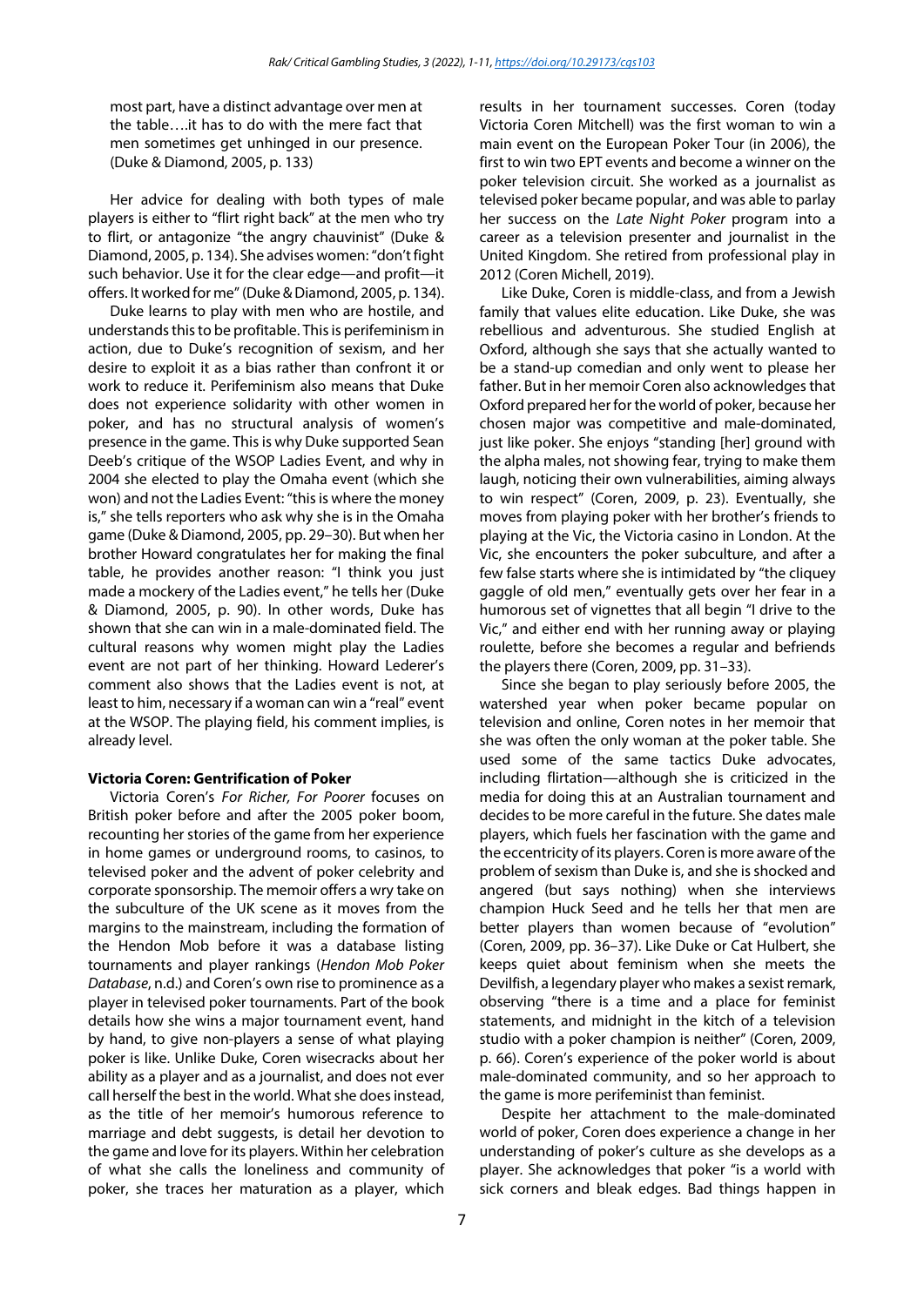most part, have a distinct advantage over men at the table….it has to do with the mere fact that men sometimes get unhinged in our presence. (Duke & Diamond, 2005, p. 133)

Her advice for dealing with both types of male players is either to "flirt right back" at the men who try to flirt, or antagonize "the angry chauvinist" (Duke & Diamond, 2005, p. 134). She advises women: "don't fight such behavior. Use it for the clear edge—and profit—it offers. It worked for me" (Duke & Diamond, 2005, p. 134).

Duke learns to play with men who are hostile, and understands this to be profitable. This is perifeminism in action, due to Duke's recognition of sexism, and her desire to exploit it as a bias rather than confront it or work to reduce it. Perifeminism also means that Duke does not experience solidarity with other women in poker, and has no structural analysis of women's presence in the game. This is why Duke supported Sean Deeb's critique of the WSOP Ladies Event, and why in 2004 she elected to play the Omaha event (which she won) and not the Ladies Event: "this is where the money is," she tells reporters who ask why she is in the Omaha game (Duke & Diamond, 2005, pp. 29–30). But when her brother Howard congratulates her for making the final table, he provides another reason: "I think you just made a mockery of the Ladies event," he tells her (Duke & Diamond, 2005, p. 90). In other words, Duke has shown that she can win in a male-dominated field. The cultural reasons why women might play the Ladies event are not part of her thinking. Howard Lederer's comment also shows that the Ladies event is not, at least to him, necessary if a woman can win a "real" event at the WSOP. The playing field, his comment implies, is already level.

**Victoria Coren: Gentrification of Poker**

Victoria Coren's *For Richer, For Poorer* focuses on British poker before and after the 2005 poker boom, recounting her stories of the game from her experience in home games or underground rooms, to casinos, to televised poker and the advent of poker celebrity and corporate sponsorship. The memoir offers a wry take on the subculture of the UK scene as it moves from the margins to the mainstream, including the formation of the Hendon Mob before it was a database listing tournaments and player rankings (*Hendon Mob Poker Database*, n.d.) and Coren's own rise to prominence as a player in televised poker tournaments. Part of the book details how she wins a major tournament event, hand by hand, to give non-players a sense of what playing poker is like. Unlike Duke, Coren wisecracks about her ability as a player and as a journalist, and does not ever call herself the best in the world. What she does instead, as the title of her memoir's humorous reference to marriage and debt suggests, is detail her devotion to the game and love for its players. Within her celebration of what she calls the loneliness and community of poker, she traces her maturation as a player, which results in her tournament successes. Coren (today Victoria Coren Mitchell) was the first woman to win a main event on the European Poker Tour (in 2006), the first to win two EPT events and become a winner on the poker television circuit. She worked as a journalist as televised poker became popular, and was able to parlay her success on the *Late Night Poker* program into a career as a television presenter and journalist in the United Kingdom. She retired from professional play in 2012 (Coren Michell, 2019).

Like Duke, Coren is middle-class, and from a Jewish family that values elite education. Like Duke, she was rebellious and adventurous. She studied English at Oxford, although she says that she actually wanted to be a stand-up comedian and only went to please her father. But in her memoir Coren also acknowledges that Oxford prepared her for the world of poker, because her chosen major was competitive and male-dominated, just like poker. She enjoys "standing [her] ground with the alpha males, not showing fear, trying to make them laugh, noticing their own vulnerabilities, aiming always to win respect" (Coren, 2009, p. 23). Eventually, she moves from playing poker with her brother's friends to playing at the Vic, the Victoria casino in London. At the Vic, she encounters the poker subculture, and after a few false starts where she is intimidated by "the cliquey gaggle of old men," eventually gets over her fear in a humorous set of vignettes that all begin "I drive to the Vic," and either end with her running away or playing roulette, before she becomes a regular and befriends the players there (Coren, 2009, pp. 31–33).

Since she began to play seriously before 2005, the watershed year when poker became popular on television and online, Coren notes in her memoir that she was often the only woman at the poker table. She used some of the same tactics Duke advocates, including flirtation—although she is criticized in the media for doing this at an Australian tournament and decides to be more careful in the future. She dates male players, which fuels her fascination with the game and the eccentricity of its players. Coren is more aware of the problem of sexism than Duke is, and she is shocked and angered (but says nothing) when she interviews champion Huck Seed and he tells her that men are better players than women because of "evolution" (Coren, 2009, pp. 36–37). Like Duke or Cat Hulbert, she keeps quiet about feminism when she meets the Devilfish, a legendary player who makes a sexist remark, observing "there is a time and a place for feminist statements, and midnight in the kitch of a television studio with a poker champion is neither" (Coren, 2009, p. 66). Coren's experience of the poker world is about male-dominated community, and so her approach to the game is more perifeminist than feminist.

Despite her attachment to the male-dominated world of poker, Coren does experience a change in her understanding of poker's culture as she develops as a player. She acknowledges that poker "is a world with sick corners and bleak edges. Bad things happen in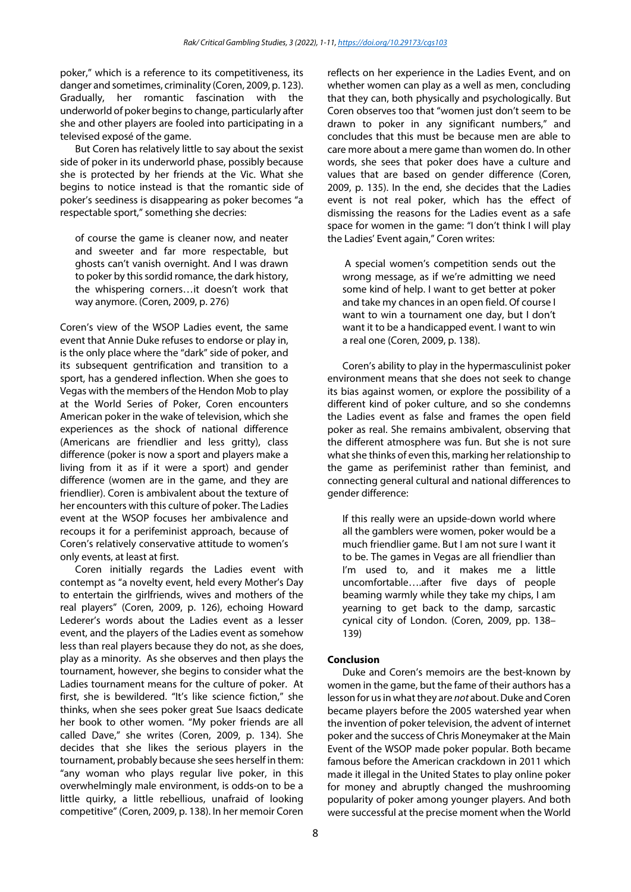poker," which is a reference to its competitiveness, its danger and sometimes, criminality (Coren, 2009, p. 123). Gradually, her romantic fascination with the underworld of poker begins to change, particularly after she and other players are fooled into participating in a televised exposé of the game.

But Coren has relatively little to say about the sexist side of poker in its underworld phase, possibly because she is protected by her friends at the Vic. What she begins to notice instead is that the romantic side of poker's seediness is disappearing as poker becomes "a respectable sport," something she decries:

> of course the game is cleaner now, and neater and sweeter and far more respectable, but ghosts can't vanish overnight. And I was drawn to poker by this sordid romance, the dark history, the whispering corners…it doesn't work that way anymore. (Coren, 2009, p. 276)

Coren's view of the WSOP Ladies event, the same event that Annie Duke refuses to endorse or play in, is the only place where the "dark" side of poker, and its subsequent gentrification and transition to a sport, has a gendered inflection. When she goes to Vegas with the members of the Hendon Mob to play at the World Series of Poker, Coren encounters American poker in the wake of television, which she experiences as the shock of national difference (Americans are friendlier and less gritty), class difference (poker is now a sport and players make a living from it as if it were a sport) and gender difference (women are in the game, and they are friendlier). Coren is ambivalent about the texture of her encounters with this culture of poker. The Ladies event at the WSOP focuses her ambivalence and recoups it for a perifeminist approach, because of Coren's relatively conservative attitude to women's only events, at least at first.

Coren initially regards the Ladies event with contempt as "a novelty event, held every Mother's Day to entertain the girlfriends, wives and mothers of the real players" (Coren, 2009, p. 126), echoing Howard Lederer's words about the Ladies event as a lesser event, and the players of the Ladies event as somehow less than real players because they do not, as she does, play as a minority. As she observes and then plays the tournament, however, she begins to consider what the Ladies tournament means for the culture of poker. At first, she is bewildered. "It's like science fiction," she thinks, when she sees poker great Sue Isaacs dedicate her book to other women. "My poker friends are all called Dave," she writes (Coren, 2009, p. 134). She decides that she likes the serious players in the tournament, probably because she sees herself in them: "any woman who plays regular live poker, in this overwhelmingly male environment, is odds-on to be a little quirky, a little rebellious, unafraid of looking competitive" (Coren, 2009, p. 138). In her memoir Coren reflects on her experience in the Ladies Event, and on whether women can play as a well as men, concluding that they can, both physically and psychologically. But Coren observes too that "women just don't seem to be drawn to poker in any significant numbers," and concludes that this must be because men are able to care more about a mere game than women do. In other words, she sees that poker does have a culture and values that are based on gender difference (Coren, 2009, p. 135). In the end, she decides that the Ladies event is not real poker, which has the effect of dismissing the reasons for the Ladies event as a safe space for women in the game: "I don't think I will play the Ladies' Event again," Coren writes:

> A special women's competition sends out the wrong message, as if we're admitting we need some kind of help. I want to get better at poker and take my chances in an open field. Of course I want to win a tournament one day, but I don't want it to be a handicapped event. I want to win a real one (Coren, 2009, p. 138).

Coren's ability to play in the hypermasculinist poker environment means that she does not seek to change its bias against women, or explore the possibility of a different kind of poker culture, and so she condemns the Ladies event as false and frames the open field poker as real. She remains ambivalent, observing that the different atmosphere was fun. But she is not sure what she thinks of even this, marking her relationship to the game as perifeminist rather than feminist, and connecting general cultural and national differences to gender difference:

> If this really were an upside-down world where all the gamblers were women, poker would be a much friendlier game. But I am not sure I want it to be. The games in Vegas are all friendlier than I'm used to, and it makes me a little uncomfortable….after five days of people beaming warmly while they take my chips, I am yearning to get back to the damp, sarcastic cynical city of London. (Coren, 2009, pp. 138–139)

## Conclusion

Duke and Coren's memoirs are the best-known by women in the game, but the fame of their authors has a lesson for us in what they are *not* about. Duke and Coren became players before the 2005 watershed year when the invention of poker television, the advent of internet poker and the success of Chris Moneymaker at the Main Event of the WSOP made poker popular. Both became famous before the American crackdown in 2011 which made it illegal in the United States to play online poker for money and abruptly changed the mushrooming popularity of poker among younger players. And both were successful at the precise moment when the World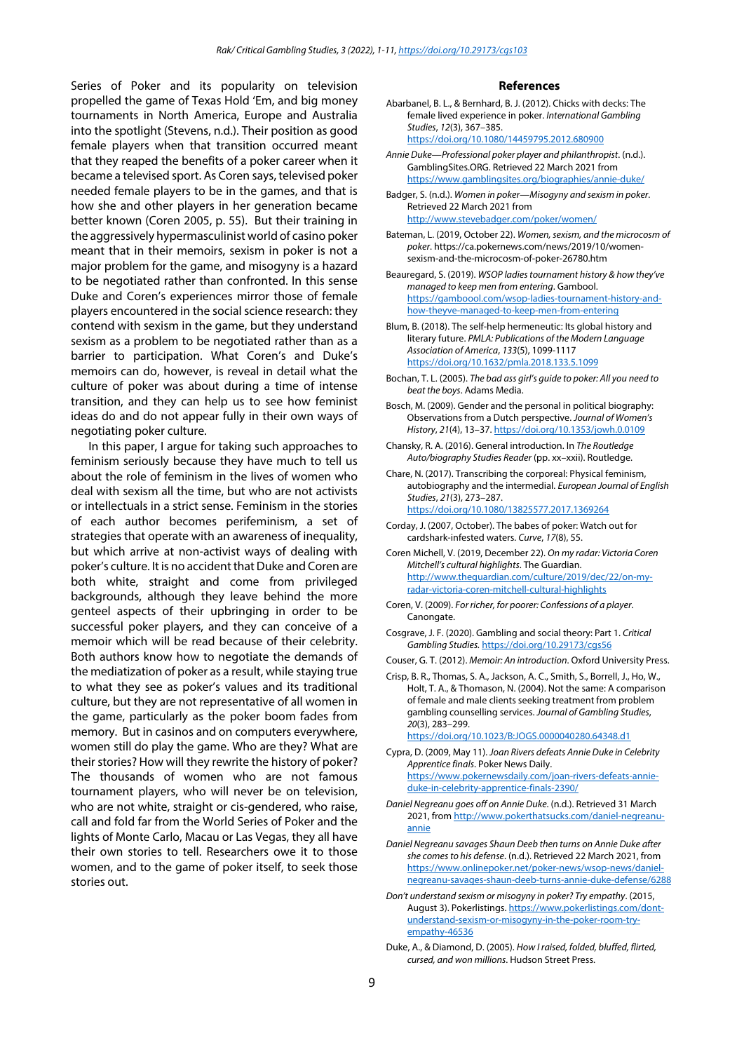Series of Poker and its popularity on television propelled the game of Texas Hold 'Em, and big money tournaments in North America, Europe and Australia into the spotlight (Stevens, n.d.). Their position as good female players when that transition occurred meant that they reaped the benefits of a poker career when it became a televised sport. As Coren says, televised poker needed female players to be in the games, and that is how she and other players in her generation became better known (Coren 2005, p. 55). But their training in the aggressively hypermasculinist world of casino poker meant that in their memoirs, sexism in poker is not a major problem for the game, and misogyny is a hazard to be negotiated rather than confronted. In this sense Duke and Coren's experiences mirror those of female players encountered in the social science research: they contend with sexism in the game, but they understand sexism as a problem to be negotiated rather than as a barrier to participation. What Coren's and Duke's memoirs can do, however, is reveal in detail what the culture of poker was about during a time of intense transition, and they can help us to see how feminist ideas do and do not appear fully in their own ways of negotiating poker culture.

In this paper, I argue for taking such approaches to feminism seriously because they have much to tell us about the role of feminism in the lives of women who deal with sexism all the time, but who are not activists or intellectuals in a strict sense. Feminism in the stories of each author becomes perifeminism, a set of strategies that operate with an awareness of inequality, but which arrive at non-activist ways of dealing with poker's culture. It is no accident that Duke and Coren are both white, straight and come from privileged backgrounds, although they leave behind the more genteel aspects of their upbringing in order to be successful poker players, and they can conceive of a memoir which will be read because of their celebrity. Both authors know how to negotiate the demands of the mediatization of poker as a result, while staying true to what they see as poker's values and its traditional culture, but they are not representative of all women in the game, particularly as the poker boom fades from memory. But in casinos and on computers everywhere, women still do play the game. Who are they? What are their stories? How will they rewrite the history of poker? The thousands of women who are not famous tournament players, who will never be on television, who are not white, straight or cis-gendered, who raise, call and fold far from the World Series of Poker and the lights of Monte Carlo, Macau or Las Vegas, they all have their own stories to tell. Researchers owe it to those women, and to the game of poker itself, to seek those stories out.

## References

Abarbanel, B. L., & Bernhard, B. J. (2012). Chicks with decks: The female lived experience in poker. *International Gambling Studies*, *12*(3), 367–385. https://doi.org/10.1080/14459795.2012.680900

*Annie Duke—Professional poker player and philanthropist*. (n.d.). GamblingSites.ORG. Retrieved 22 March 2021 from https://www.gamblingsites.org/biographies/annie-duke/

Badger, S. (n.d.). *Women in poker—Misogyny and sexism in poker*. Retrieved 22 March 2021 from http://www.stevebadger.com/poker/women/

Bateman, L. (2019, October 22). *Women, sexism, and the microcosm of poker*. https://ca.pokernews.com/news/2019/10/women-sexism-and-the-microcosm-of-poker-26780.htm

Beauregard, S. (2019). *WSOP ladies tournament history & how they've managed to keep men from entering*. Gamboool. https://gamboool.com/wsop-ladies-tournament-history-and-how-theyve-managed-to-keep-men-from-entering

Blum, B. (2018). The self-help hermeneutic: Its global history and literary future. *PMLA: Publications of the Modern Language Association of America*, *133*(5), 1099-1117 https://doi.org/10.1632/pmla.2018.133.5.1099

Bochan, T. L. (2005). *The bad ass girl's guide to poker: All you need to beat the boys*. Adams Media.

Bosch, M. (2009). Gender and the personal in political biography: Observations from a Dutch perspective. *Journal of Women's History*, *21*(4), 13–37. https://doi.org/10.1353/jowh.0.0109

Chansky, R. A. (2016). General introduction. In *The Routledge Auto/biography Studies Reader* (pp. xx–xxii). Routledge.

Chare, N. (2017). Transcribing the corporeal: Physical feminism, autobiography and the intermedial. *European Journal of English Studies*, *21*(3), 273–287. https://doi.org/10.1080/13825577.2017.1369264

Corday, J. (2007, October). The babes of poker: Watch out for cardshark-infested waters. *Curve*, *17*(8), 55.

Coren Michell, V. (2019, December 22). *On my radar: Victoria Coren Mitchell's cultural highlights*. The Guardian. http://www.theguardian.com/culture/2019/dec/22/on-my-radar-victoria-coren-mitchell-cultural-highlights

Coren, V. (2009). *For richer, for poorer: Confessions of a player*. Canongate.

Cosgrave, J. F. (2020). Gambling and social theory: Part 1. *Critical Gambling Studies*. https://doi.org/10.29173/cgs56

Couser, G. T. (2012). *Memoir: An introduction*. Oxford University Press.

Crisp, B. R., Thomas, S. A., Jackson, A. C., Smith, S., Borrell, J., Ho, W., Holt, T. A., & Thomason, N. (2004). Not the same: A comparison of female and male clients seeking treatment from problem gambling counselling services. *Journal of Gambling Studies*, *20*(3), 283–299. https://doi.org/10.1023/B:JOGS.0000040280.64348.d1

Cypra, D. (2009, May 11). *Joan Rivers defeats Annie Duke in Celebrity Apprentice finals*. Poker News Daily. https://www.pokernewsdaily.com/joan-rivers-defeats-annie-duke-in-celebrity-apprentice-finals-2390/

*Daniel Negreanu goes off on Annie Duke*. (n.d.). Retrieved 31 March 2021, from http://www.pokerthatsucks.com/daniel-negreanu-annie

*Daniel Negreanu savages Shaun Deeb then turns on Annie Duke after she comes to his defense*. (n.d.). Retrieved 22 March 2021, from https://www.onlinepoker.net/poker-news/wsop-news/daniel-negreanu-savages-shaun-deeb-turns-annie-duke-defense/6288

*Don't understand sexism or misogyny in poker? Try empathy*. (2015, August 3). Pokerlistings. https://www.pokerlistings.com/dont-understand-sexism-or-misogyny-in-the-poker-room-try-empathy-46536

Duke, A., & Diamond, D. (2005). *How I raised, folded, bluffed, flirted, cursed, and won millions*. Hudson Street Press.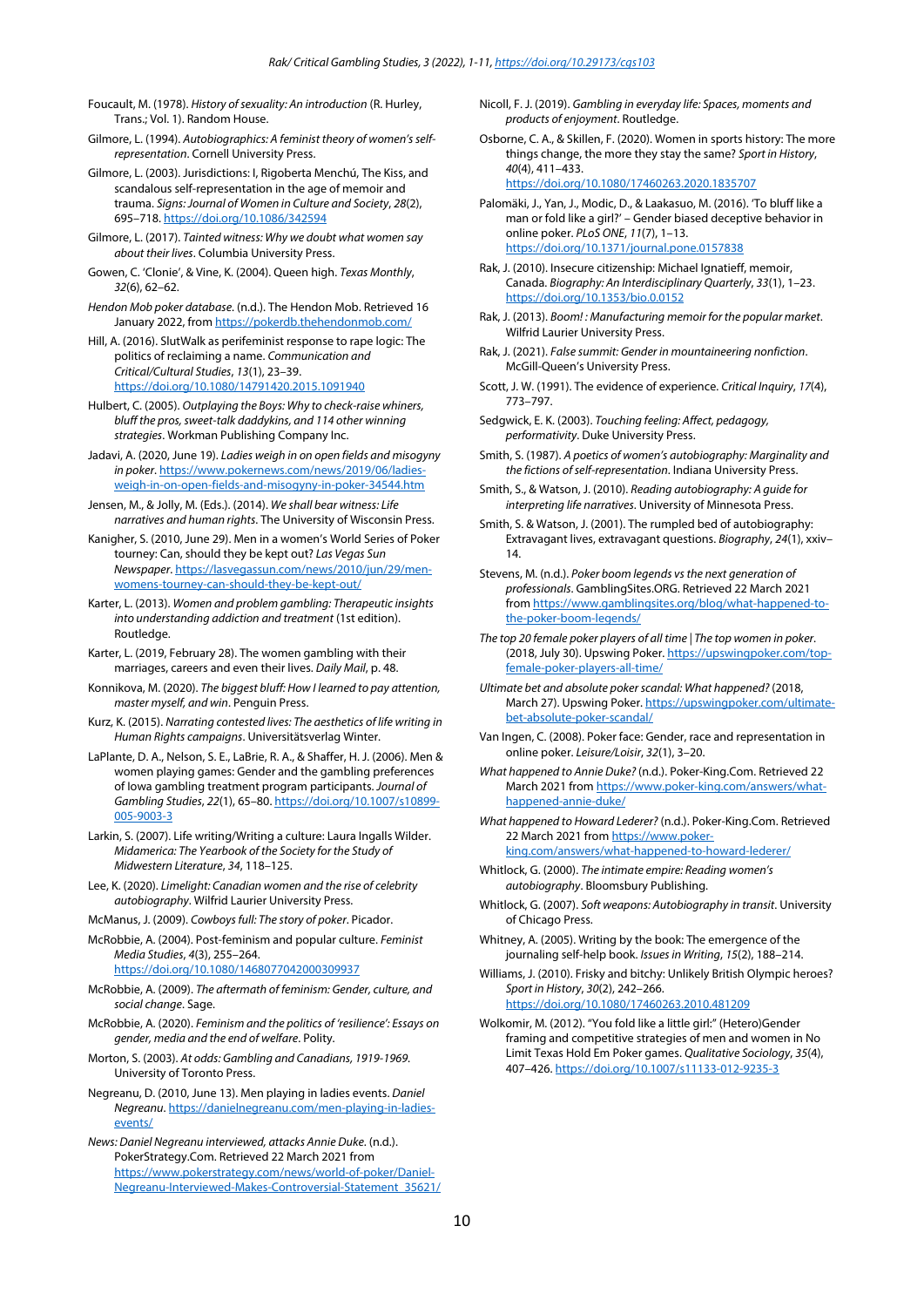Foucault, M. (1978). *History of sexuality: An introduction* (R. Hurley, Trans.; Vol. 1). Random House.

Gilmore, L. (1994). *Autobiographics: A feminist theory of women's self-representation*. Cornell University Press.

Gilmore, L. (2003). Jurisdictions: I, Rigoberta Menchú, The Kiss, and scandalous self-representation in the age of memoir and trauma. *Signs: Journal of Women in Culture and Society*, *28*(2), 695–718. https://doi.org/10.1086/342594

Gilmore, L. (2017). *Tainted witness: Why we doubt what women say about their lives*. Columbia University Press.

Gowen, C. 'Clonie', & Vine, K. (2004). Queen high. *Texas Monthly*, *32*(6), 62–62.

*Hendon Mob poker database*. (n.d.). The Hendon Mob. Retrieved 16 January 2022, from https://pokerdb.thehendonmob.com/

Hill, A. (2016). SlutWalk as perifeminist response to rape logic: The politics of reclaiming a name. *Communication and Critical/Cultural Studies*, *13*(1), 23–39. https://doi.org/10.1080/14791420.2015.1091940

Hulbert, C. (2005). *Outplaying the Boys: Why to check-raise whiners, bluff the pros, sweet-talk daddykins, and 114 other winning strategies*. Workman Publishing Company Inc.

Jadavi, A. (2020, June 19). *Ladies weigh in on open fields and misogyny in poker*. https://www.pokernews.com/news/2019/06/ladies-weigh-in-on-open-fields-and-misogyny-in-poker-34544.htm

Jensen, M., & Jolly, M. (Eds.). (2014). *We shall bear witness: Life narratives and human rights*. The University of Wisconsin Press.

Kanigher, S. (2010, June 29). Men in a women's World Series of Poker tourney: Can, should they be kept out? *Las Vegas Sun Newspaper*. https://lasvegassun.com/news/2010/jun/29/men-womens-tourney-can-should-they-be-kept-out/

Karter, L. (2013). *Women and problem gambling: Therapeutic insights into understanding addiction and treatment* (1st edition). Routledge.

Karter, L. (2019, February 28). The women gambling with their marriages, careers and even their lives. *Daily Mail*, p. 48.

Konnikova, M. (2020). *The biggest bluff: How I learned to pay attention, master myself, and win*. Penguin Press.

Kurz, K. (2015). *Narrating contested lives: The aesthetics of life writing in Human Rights campaigns*. Universitätsverlag Winter.

LaPlante, D. A., Nelson, S. E., LaBrie, R. A., & Shaffer, H. J. (2006). Men & women playing games: Gender and the gambling preferences of Iowa gambling treatment program participants. *Journal of Gambling Studies*, *22*(1), 65–80. https://doi.org/10.1007/s10899-005-9003-3

Larkin, S. (2007). Life writing/Writing a culture: Laura Ingalls Wilder. *Midamerica: The Yearbook of the Society for the Study of Midwestern Literature*, *34*, 118–125.

Lee, K. (2020). *Limelight: Canadian women and the rise of celebrity autobiography*. Wilfrid Laurier University Press.

McManus, J. (2009). *Cowboys full: The story of poker*. Picador.

McRobbie, A. (2004). Post‐feminism and popular culture. *Feminist Media Studies*, *4*(3), 255–264. https://doi.org/10.1080/1468077042000309937

McRobbie, A. (2009). *The aftermath of feminism: Gender, culture, and social change*. Sage.

McRobbie, A. (2020). *Feminism and the politics of 'resilience': Essays on gender, media and the end of welfare*. Polity.

Morton, S. (2003). *At odds: Gambling and Canadians, 1919-1969*. University of Toronto Press.

Negreanu, D. (2010, June 13). Men playing in ladies events. *Daniel Negreanu*. https://danielnegreanu.com/men-playing-in-ladies-events/

*News: Daniel Negreanu interviewed, attacks Annie Duke*. (n.d.). PokerStrategy.Com. Retrieved 22 March 2021 from https://www.pokerstrategy.com/news/world-of-poker/Daniel-Negreanu-Interviewed-Makes-Controversial-Statement_35621/

Nicoll, F. J. (2019). *Gambling in everyday life: Spaces, moments and products of enjoyment*. Routledge.

Osborne, C. A., & Skillen, F. (2020). Women in sports history: The more things change, the more they stay the same? *Sport in History*, *40*(4), 411–433. https://doi.org/10.1080/17460263.2020.1835707

Palomäki, J., Yan, J., Modic, D., & Laakasuo, M. (2016). 'To bluff like a man or fold like a girl?' – Gender biased deceptive behavior in online poker. *PLoS ONE*, *11*(7), 1–13. https://doi.org/10.1371/journal.pone.0157838

Rak, J. (2010). Insecure citizenship: Michael Ignatieff, memoir, Canada. *Biography: An Interdisciplinary Quarterly*, *33*(1), 1–23. https://doi.org/10.1353/bio.0.0152

Rak, J. (2013). *Boom! : Manufacturing memoir for the popular market*. Wilfrid Laurier University Press.

Rak, J. (2021). *False summit: Gender in mountaineering nonfiction*. McGill-Queen's University Press.

Scott, J. W. (1991). The evidence of experience. *Critical Inquiry*, *17*(4), 773–797.

Sedgwick, E. K. (2003). *Touching feeling: Affect, pedagogy, performativity*. Duke University Press.

Smith, S. (1987). *A poetics of women's autobiography: Marginality and the fictions of self-representation*. Indiana University Press.

Smith, S., & Watson, J. (2010). *Reading autobiography: A guide for interpreting life narratives*. University of Minnesota Press.

Smith, S., & Watson, J. (2001). The rumpled bed of autobiography: Extravagant lives, extravagant questions. *Biography*, *24*(1), xxiv–14.

Stevens, M. (n.d.). *Poker boom legends vs the next generation of professionals*. GamblingSites.ORG. Retrieved 22 March 2021 from https://www.gamblingsites.org/blog/what-happened-to-the-poker-boom-legends/

*The top 20 female poker players of all time | The top women in poker*. (2018, July 30). Upswing Poker. https://upswingpoker.com/top-female-poker-players-all-time/

*Ultimate bet and absolute poker scandal: What happened?* (2018, March 27). Upswing Poker. https://upswingpoker.com/ultimate-bet-absolute-poker-scandal/

Van Ingen, C. (2008). Poker face: Gender, race and representation in online poker. *Leisure/Loisir*, *32*(1), 3–20.

*What happened to Annie Duke?* (n.d.). Poker-King.Com. Retrieved 22 March 2021 from https://www.poker-king.com/answers/what-happened-annie-duke/

*What happened to Howard Lederer?* (n.d.). Poker-King.Com. Retrieved 22 March 2021 from https://www.poker-king.com/answers/what-happened-to-howard-lederer/

Whitlock, G. (2000). *The intimate empire: Reading women's autobiography*. Bloomsbury Publishing.

Whitlock, G. (2007). *Soft weapons: Autobiography in transit*. University of Chicago Press.

Whitney, A. (2005). Writing by the book: The emergence of the journaling self-help book. *Issues in Writing*, *15*(2), 188–214.

Williams, J. (2010). Frisky and bitchy: Unlikely British Olympic heroes? *Sport in History*, *30*(2), 242–266. https://doi.org/10.1080/17460263.2010.481209

Wolkomir, M. (2012). "You fold like a little girl:" (Hetero)Gender framing and competitive strategies of men and women in No Limit Texas Hold Em Poker games. *Qualitative Sociology*, *35*(4), 407–426. https://doi.org/10.1007/s11133-012-9235-3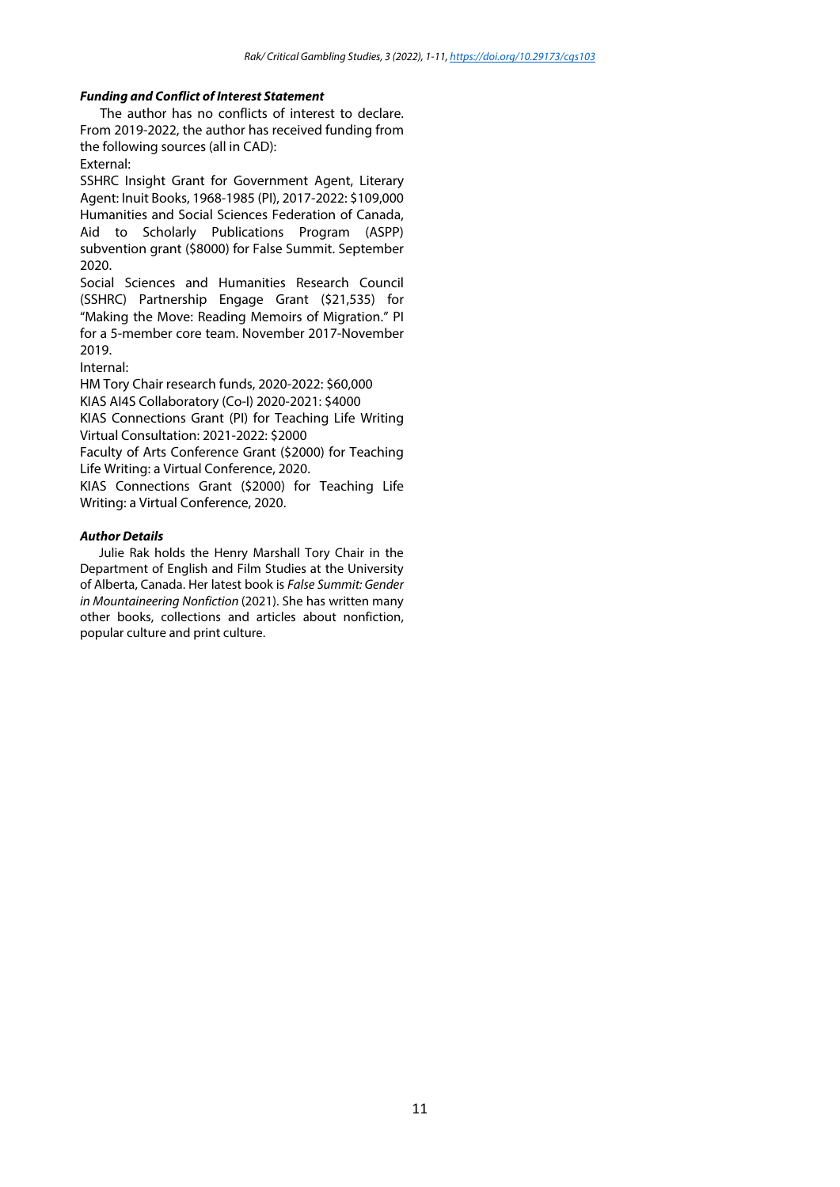### *Funding and Conflict of Interest Statement*

The author has no conflicts of interest to declare. From 2019-2022, the author has received funding from the following sources (all in CAD):

External:

SSHRC Insight Grant for Government Agent, Literary Agent: Inuit Books, 1968-1985 (PI), 2017-2022: $109,000

Humanities and Social Sciences Federation of Canada, Aid to Scholarly Publications Program (ASPP) subvention grant ($8000) for False Summit. September 2020.

Social Sciences and Humanities Research Council (SSHRC) Partnership Engage Grant ($21,535) for "Making the Move: Reading Memoirs of Migration." PI for a 5-member core team. November 2017-November 2019.

Internal:

HM Tory Chair research funds, 2020-2022: $60,000

KIAS AI4S Collaboratory (Co-I) 2020-2021: $4000

KIAS Connections Grant (PI) for Teaching Life Writing Virtual Consultation: 2021-2022: $2000

Faculty of Arts Conference Grant ($2000) for Teaching Life Writing: a Virtual Conference, 2020.

KIAS Connections Grant ($2000) for Teaching Life Writing: a Virtual Conference, 2020.

### *Author Details*

Julie Rak holds the Henry Marshall Tory Chair in the Department of English and Film Studies at the University of Alberta, Canada. Her latest book is *False Summit: Gender in Mountaineering Nonfiction* (2021). She has written many other books, collections and articles about nonfiction, popular culture and print culture.